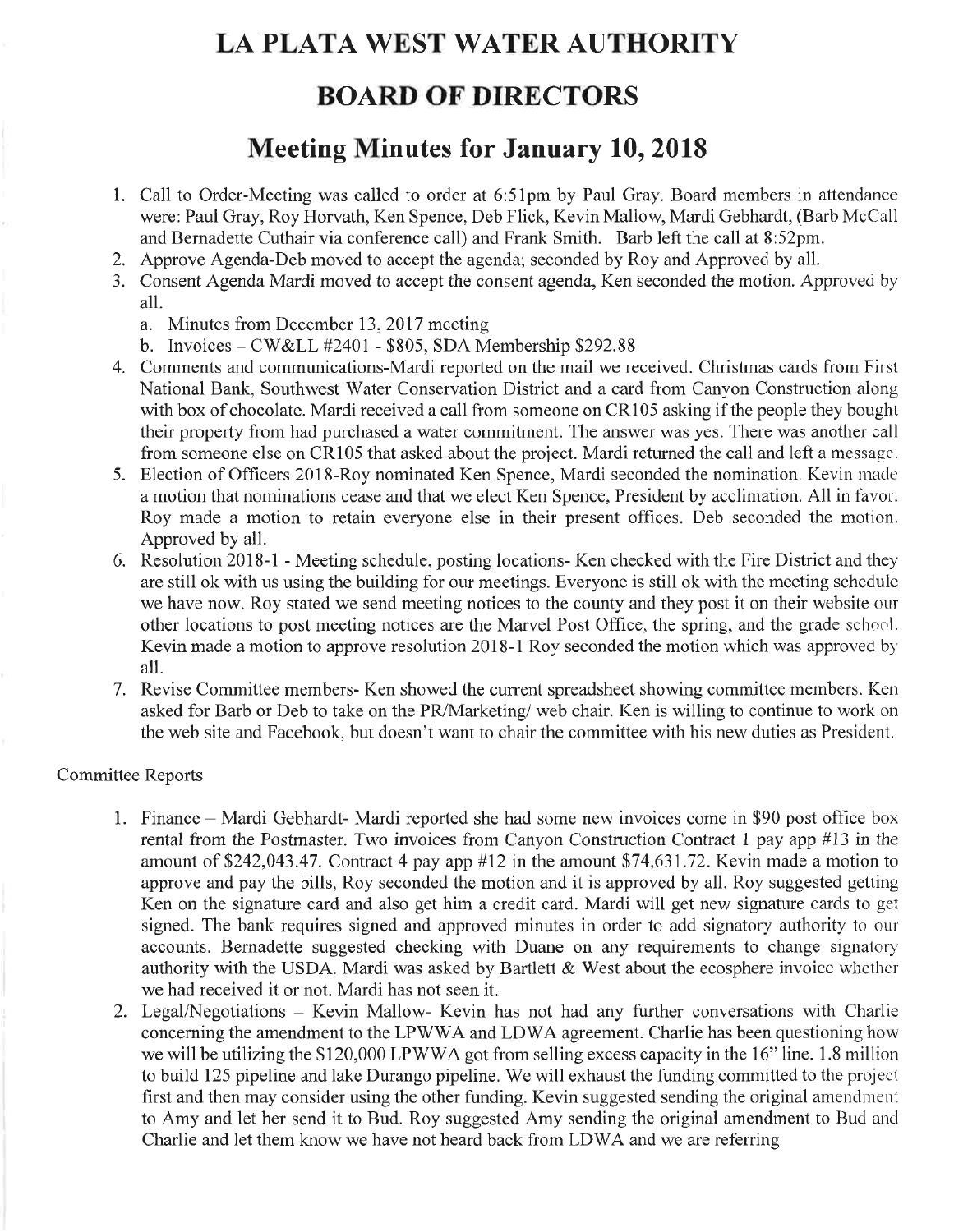# LA PLATA WEST WATER AUTHORITY

# BOARD OF DIRECTORS

## Meeting Minutes for January 10, 2018

1. Call to Order-Meeting was called to order at 6:51pm by Paul Gray. Board members in attendance were: Paul Gray, Roy Horvath, Ken Spence, Deb Flick, Kevin Mallow, Mardi Gebhardt, (Barb McCall and Bernadette Cuthair via conference call) and Frank Smith. Barb left the call at 8:52pm.
2. Approve Agenda-Deb moved to accept the agenda; seconded by Roy and Approved by all.
3. Consent Agenda Mardi moved to accept the consent agenda, Ken seconded the motion. Approved by all.
   a. Minutes from December 13, 2017 meeting
   b. Invoices – CW&LL #2401 - $805, SDA Membership $292.88
4. Comments and communications-Mardi reported on the mail we received. Christmas cards from First National Bank, Southwest Water Conservation District and a card from Canyon Construction along with box of chocolate. Mardi received a call from someone on CR105 asking if the people they bought their property from had purchased a water commitment. The answer was yes. There was another call from someone else on CR105 that asked about the project. Mardi returned the call and left a message.
5. Election of Officers 2018-Roy nominated Ken Spence, Mardi seconded the nomination. Kevin made a motion that nominations cease and that we elect Ken Spence, President by acclimation. All in favor. Roy made a motion to retain everyone else in their present offices. Deb seconded the motion. Approved by all.
6. Resolution 2018-1 - Meeting schedule, posting locations- Ken checked with the Fire District and they are still ok with us using the building for our meetings. Everyone is still ok with the meeting schedule we have now. Roy stated we send meeting notices to the county and they post it on their website our other locations to post meeting notices are the Marvel Post Office, the spring, and the grade school. Kevin made a motion to approve resolution 2018-1 Roy seconded the motion which was approved by all.
7. Revise Committee members- Ken showed the current spreadsheet showing committee members. Ken asked for Barb or Deb to take on the PR/Marketing/ web chair. Ken is willing to continue to work on the web site and Facebook, but doesn't want to chair the committee with his new duties as President.

Committee Reports

1. Finance – Mardi Gebhardt- Mardi reported she had some new invoices come in $90 post office box rental from the Postmaster. Two invoices from Canyon Construction Contract 1 pay app #13 in the amount of $242,043.47. Contract 4 pay app #12 in the amount $74,631.72. Kevin made a motion to approve and pay the bills, Roy seconded the motion and it is approved by all. Roy suggested getting Ken on the signature card and also get him a credit card. Mardi will get new signature cards to get signed. The bank requires signed and approved minutes in order to add signatory authority to our accounts. Bernadette suggested checking with Duane on any requirements to change signatory authority with the USDA. Mardi was asked by Bartlett & West about the ecosphere invoice whether we had received it or not. Mardi has not seen it.
2. Legal/Negotiations – Kevin Mallow- Kevin has not had any further conversations with Charlie concerning the amendment to the LPWWA and LDWA agreement. Charlie has been questioning how we will be utilizing the $120,000 LPWWA got from selling excess capacity in the 16" line. 1.8 million to build 125 pipeline and lake Durango pipeline. We will exhaust the funding committed to the project first and then may consider using the other funding. Kevin suggested sending the original amendment to Amy and let her send it to Bud. Roy suggested Amy sending the original amendment to Bud and Charlie and let them know we have not heard back from LDWA and we are referring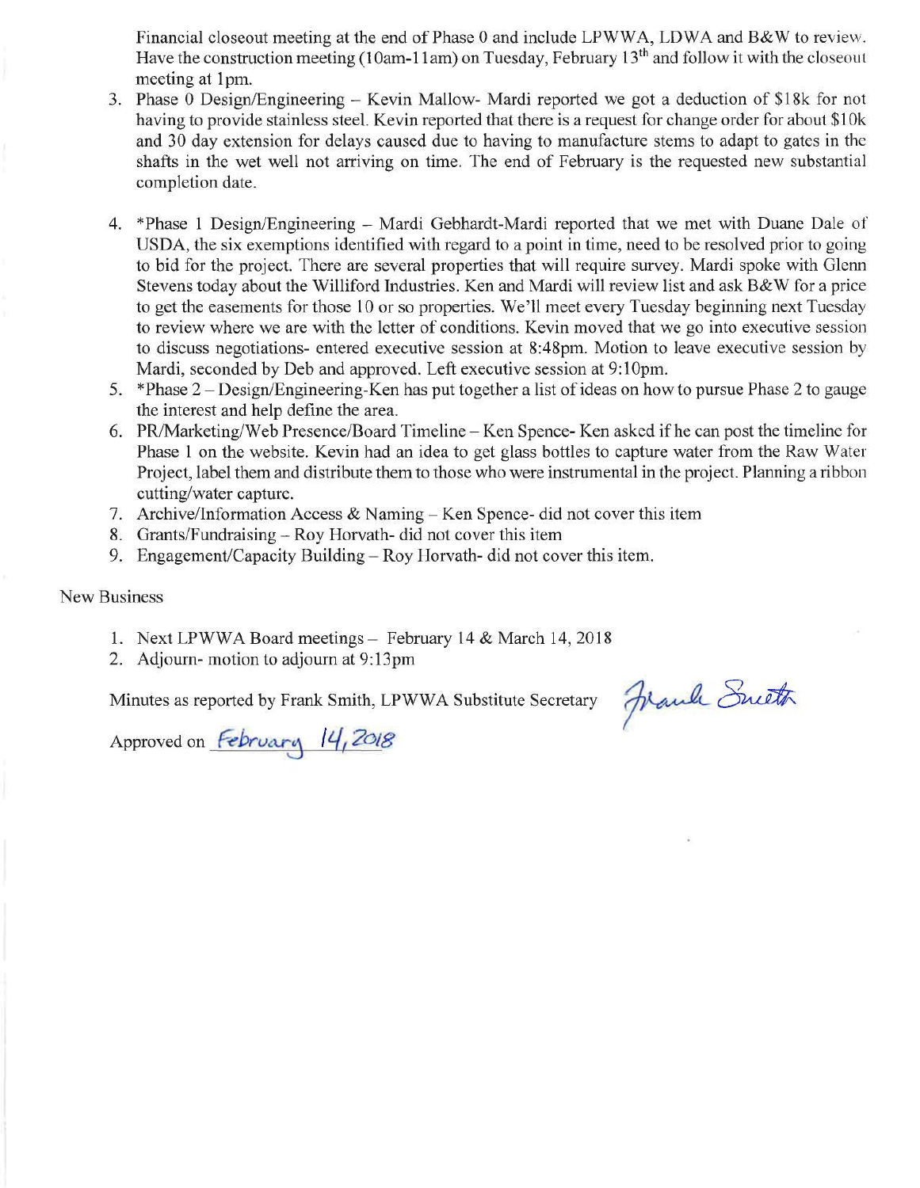Financial closeout meeting at the end of Phase 0 and include LPWWA, LDWA and B&W to review. Have the construction meeting (10am-11am) on Tuesday, February 13th and follow it with the closeout meeting at 1pm.

3. Phase 0 Design/Engineering – Kevin Mallow- Mardi reported we got a deduction of $18k for not having to provide stainless steel. Kevin reported that there is a request for change order for about $10k and 30 day extension for delays caused due to having to manufacture stems to adapt to gates in the shafts in the wet well not arriving on time. The end of February is the requested new substantial completion date.

4. *Phase 1 Design/Engineering – Mardi Gebhardt-Mardi reported that we met with Duane Dale of USDA, the six exemptions identified with regard to a point in time, need to be resolved prior to going to bid for the project. There are several properties that will require survey. Mardi spoke with Glenn Stevens today about the Williford Industries. Ken and Mardi will review list and ask B&W for a price to get the easements for those 10 or so properties. We'll meet every Tuesday beginning next Tuesday to review where we are with the letter of conditions. Kevin moved that we go into executive session to discuss negotiations- entered executive session at 8:48pm. Motion to leave executive session by Mardi, seconded by Deb and approved. Left executive session at 9:10pm.
5. *Phase 2 – Design/Engineering-Ken has put together a list of ideas on how to pursue Phase 2 to gauge the interest and help define the area.
6. PR/Marketing/Web Presence/Board Timeline – Ken Spence- Ken asked if he can post the timeline for Phase 1 on the website. Kevin had an idea to get glass bottles to capture water from the Raw Water Project, label them and distribute them to those who were instrumental in the project. Planning a ribbon cutting/water capture.
7. Archive/Information Access & Naming – Ken Spence- did not cover this item
8. Grants/Fundraising – Roy Horvath- did not cover this item
9. Engagement/Capacity Building – Roy Horvath- did not cover this item.

New Business

1. Next LPWWA Board meetings – February 14 & March 14, 2018
2. Adjourn- motion to adjourn at 9:13pm

Minutes as reported by Frank Smith, LPWWA Substitute Secretary Frank Smith

Approved on February 14, 2018